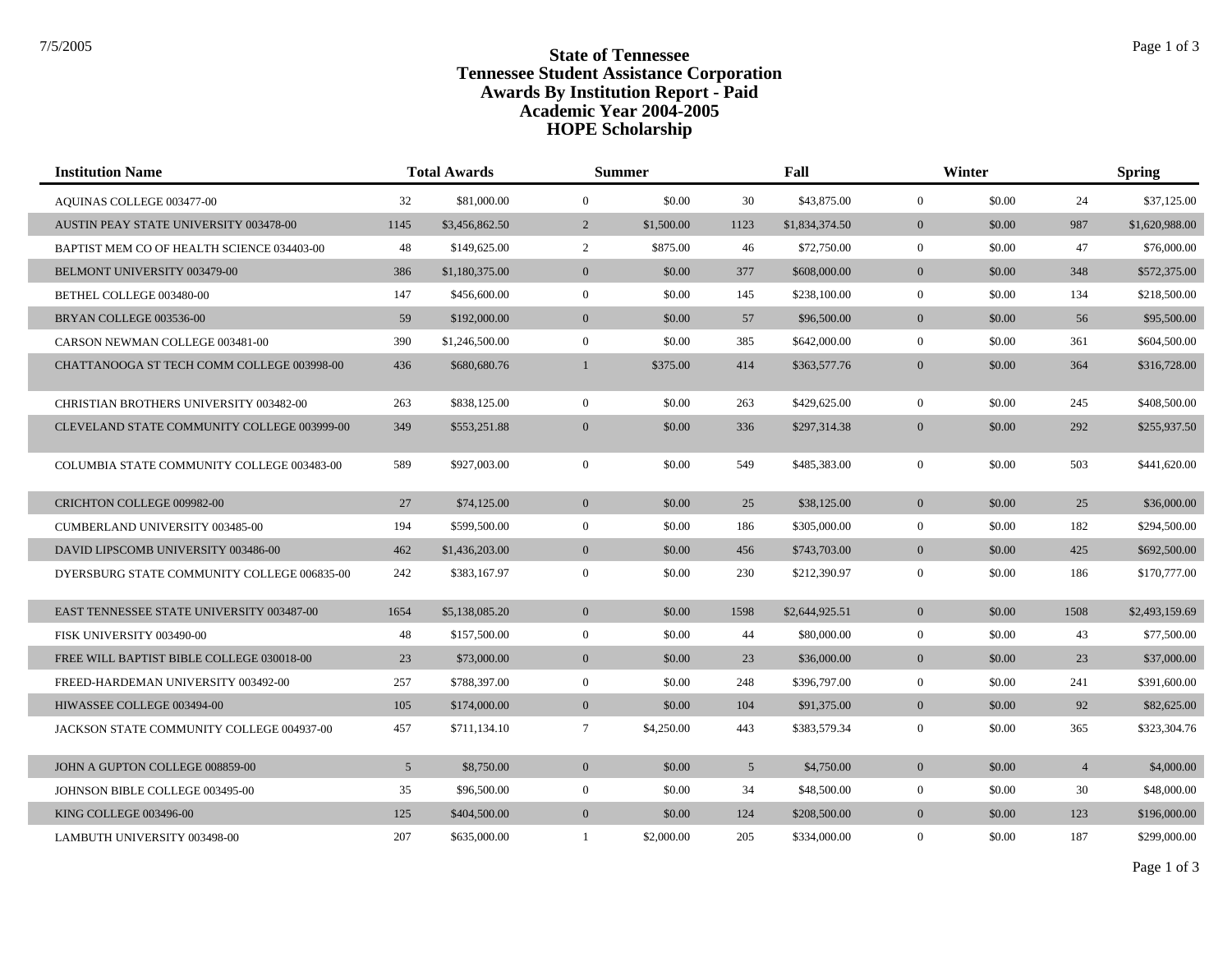# State of Tennessee
## Tennessee Student Assistance Corporation
## Awards By Institution Report - Paid
## Academic Year 2004-2005
## HOPE Scholarship

| Institution Name | Total Awards | | Summer | | Fall | | Winter | | Spring | |
|---|---|---|---|---|---|---|---|---|---|---|
| AQUINAS COLLEGE 003477-00 | 32 | $81,000.00 | 0 | $0.00 | 30 | $43,875.00 | 0 | $0.00 | 24 | $37,125.00 |
| AUSTIN PEAY STATE UNIVERSITY 003478-00 | 1145 | $3,456,862.50 | 2 | $1,500.00 | 1123 | $1,834,374.50 | 0 | $0.00 | 987 | $1,620,988.00 |
| BAPTIST MEM CO OF HEALTH SCIENCE 034403-00 | 48 | $149,625.00 | 2 | $875.00 | 46 | $72,750.00 | 0 | $0.00 | 47 | $76,000.00 |
| BELMONT UNIVERSITY 003479-00 | 386 | $1,180,375.00 | 0 | $0.00 | 377 | $608,000.00 | 0 | $0.00 | 348 | $572,375.00 |
| BETHEL COLLEGE 003480-00 | 147 | $456,600.00 | 0 | $0.00 | 145 | $238,100.00 | 0 | $0.00 | 134 | $218,500.00 |
| BRYAN COLLEGE 003536-00 | 59 | $192,000.00 | 0 | $0.00 | 57 | $96,500.00 | 0 | $0.00 | 56 | $95,500.00 |
| CARSON NEWMAN COLLEGE 003481-00 | 390 | $1,246,500.00 | 0 | $0.00 | 385 | $642,000.00 | 0 | $0.00 | 361 | $604,500.00 |
| CHATTANOOGA ST TECH COMM COLLEGE 003998-00 | 436 | $680,680.76 | 1 | $375.00 | 414 | $363,577.76 | 0 | $0.00 | 364 | $316,728.00 |
| CHRISTIAN BROTHERS UNIVERSITY 003482-00 | 263 | $838,125.00 | 0 | $0.00 | 263 | $429,625.00 | 0 | $0.00 | 245 | $408,500.00 |
| CLEVELAND STATE COMMUNITY COLLEGE 003999-00 | 349 | $553,251.88 | 0 | $0.00 | 336 | $297,314.38 | 0 | $0.00 | 292 | $255,937.50 |
| COLUMBIA STATE COMMUNITY COLLEGE 003483-00 | 589 | $927,003.00 | 0 | $0.00 | 549 | $485,383.00 | 0 | $0.00 | 503 | $441,620.00 |
| CRICHTON COLLEGE 009982-00 | 27 | $74,125.00 | 0 | $0.00 | 25 | $38,125.00 | 0 | $0.00 | 25 | $36,000.00 |
| CUMBERLAND UNIVERSITY 003485-00 | 194 | $599,500.00 | 0 | $0.00 | 186 | $305,000.00 | 0 | $0.00 | 182 | $294,500.00 |
| DAVID LIPSCOMB UNIVERSITY 003486-00 | 462 | $1,436,203.00 | 0 | $0.00 | 456 | $743,703.00 | 0 | $0.00 | 425 | $692,500.00 |
| DYERSBURG STATE COMMUNITY COLLEGE 006835-00 | 242 | $383,167.97 | 0 | $0.00 | 230 | $212,390.97 | 0 | $0.00 | 186 | $170,777.00 |
| EAST TENNESSEE STATE UNIVERSITY 003487-00 | 1654 | $5,138,085.20 | 0 | $0.00 | 1598 | $2,644,925.51 | 0 | $0.00 | 1508 | $2,493,159.69 |
| FISK UNIVERSITY 003490-00 | 48 | $157,500.00 | 0 | $0.00 | 44 | $80,000.00 | 0 | $0.00 | 43 | $77,500.00 |
| FREE WILL BAPTIST BIBLE COLLEGE 030018-00 | 23 | $73,000.00 | 0 | $0.00 | 23 | $36,000.00 | 0 | $0.00 | 23 | $37,000.00 |
| FREED-HARDEMAN UNIVERSITY 003492-00 | 257 | $788,397.00 | 0 | $0.00 | 248 | $396,797.00 | 0 | $0.00 | 241 | $391,600.00 |
| HIWASSEE COLLEGE 003494-00 | 105 | $174,000.00 | 0 | $0.00 | 104 | $91,375.00 | 0 | $0.00 | 92 | $82,625.00 |
| JACKSON STATE COMMUNITY COLLEGE 004937-00 | 457 | $711,134.10 | 7 | $4,250.00 | 443 | $383,579.34 | 0 | $0.00 | 365 | $323,304.76 |
| JOHN A GUPTON COLLEGE 008859-00 | 5 | $8,750.00 | 0 | $0.00 | 5 | $4,750.00 | 0 | $0.00 | 4 | $4,000.00 |
| JOHNSON BIBLE COLLEGE 003495-00 | 35 | $96,500.00 | 0 | $0.00 | 34 | $48,500.00 | 0 | $0.00 | 30 | $48,000.00 |
| KING COLLEGE 003496-00 | 125 | $404,500.00 | 0 | $0.00 | 124 | $208,500.00 | 0 | $0.00 | 123 | $196,000.00 |
| LAMBUTH UNIVERSITY 003498-00 | 207 | $635,000.00 | 1 | $2,000.00 | 205 | $334,000.00 | 0 | $0.00 | 187 | $299,000.00 |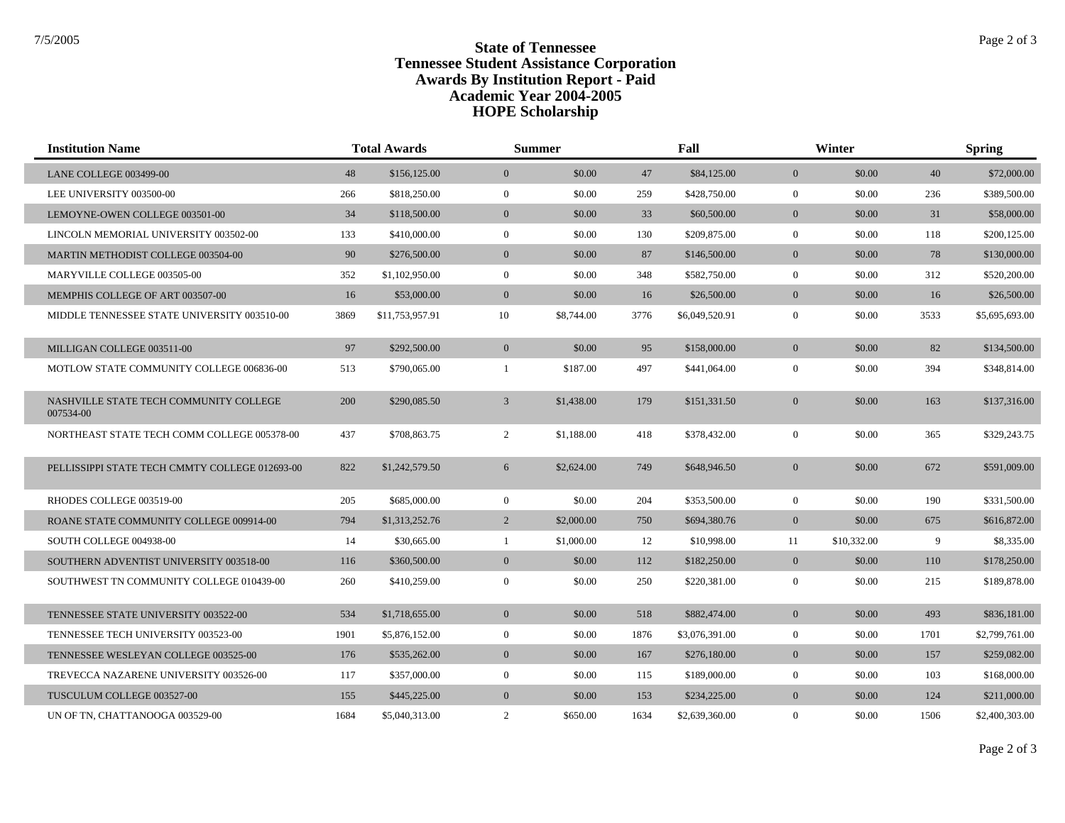# State of Tennessee
## Tennessee Student Assistance Corporation
## Awards By Institution Report - Paid
## Academic Year 2004-2005
## HOPE Scholarship

| Institution Name | Total Awards | | Summer | | Fall | | Winter | | Spring | |
|---|---|---|---|---|---|---|---|---|---|---|
| LANE COLLEGE 003499-00 | 48 | $156,125.00 | 0 | $0.00 | 47 | $84,125.00 | 0 | $0.00 | 40 | $72,000.00 |
| LEE UNIVERSITY 003500-00 | 266 | $818,250.00 | 0 | $0.00 | 259 | $428,750.00 | 0 | $0.00 | 236 | $389,500.00 |
| LEMOYNE-OWEN COLLEGE 003501-00 | 34 | $118,500.00 | 0 | $0.00 | 33 | $60,500.00 | 0 | $0.00 | 31 | $58,000.00 |
| LINCOLN MEMORIAL UNIVERSITY 003502-00 | 133 | $410,000.00 | 0 | $0.00 | 130 | $209,875.00 | 0 | $0.00 | 118 | $200,125.00 |
| MARTIN METHODIST COLLEGE 003504-00 | 90 | $276,500.00 | 0 | $0.00 | 87 | $146,500.00 | 0 | $0.00 | 78 | $130,000.00 |
| MARYVILLE COLLEGE 003505-00 | 352 | $1,102,950.00 | 0 | $0.00 | 348 | $582,750.00 | 0 | $0.00 | 312 | $520,200.00 |
| MEMPHIS COLLEGE OF ART 003507-00 | 16 | $53,000.00 | 0 | $0.00 | 16 | $26,500.00 | 0 | $0.00 | 16 | $26,500.00 |
| MIDDLE TENNESSEE STATE UNIVERSITY 003510-00 | 3869 | $11,753,957.91 | 10 | $8,744.00 | 3776 | $6,049,520.91 | 0 | $0.00 | 3533 | $5,695,693.00 |
| MILLIGAN COLLEGE 003511-00 | 97 | $292,500.00 | 0 | $0.00 | 95 | $158,000.00 | 0 | $0.00 | 82 | $134,500.00 |
| MOTLOW STATE COMMUNITY COLLEGE 006836-00 | 513 | $790,065.00 | 1 | $187.00 | 497 | $441,064.00 | 0 | $0.00 | 394 | $348,814.00 |
| NASHVILLE STATE TECH COMMUNITY COLLEGE 007534-00 | 200 | $290,085.50 | 3 | $1,438.00 | 179 | $151,331.50 | 0 | $0.00 | 163 | $137,316.00 |
| NORTHEAST STATE TECH COMM COLLEGE 005378-00 | 437 | $708,863.75 | 2 | $1,188.00 | 418 | $378,432.00 | 0 | $0.00 | 365 | $329,243.75 |
| PELLISSIPPI STATE TECH CMMTY COLLEGE 012693-00 | 822 | $1,242,579.50 | 6 | $2,624.00 | 749 | $648,946.50 | 0 | $0.00 | 672 | $591,009.00 |
| RHODES COLLEGE 003519-00 | 205 | $685,000.00 | 0 | $0.00 | 204 | $353,500.00 | 0 | $0.00 | 190 | $331,500.00 |
| ROANE STATE COMMUNITY COLLEGE 009914-00 | 794 | $1,313,252.76 | 2 | $2,000.00 | 750 | $694,380.76 | 0 | $0.00 | 675 | $616,872.00 |
| SOUTH COLLEGE 004938-00 | 14 | $30,665.00 | 1 | $1,000.00 | 12 | $10,998.00 | 11 | $10,332.00 | 9 | $8,335.00 |
| SOUTHERN ADVENTIST UNIVERSITY 003518-00 | 116 | $360,500.00 | 0 | $0.00 | 112 | $182,250.00 | 0 | $0.00 | 110 | $178,250.00 |
| SOUTHWEST TN COMMUNITY COLLEGE 010439-00 | 260 | $410,259.00 | 0 | $0.00 | 250 | $220,381.00 | 0 | $0.00 | 215 | $189,878.00 |
| TENNESSEE STATE UNIVERSITY 003522-00 | 534 | $1,718,655.00 | 0 | $0.00 | 518 | $882,474.00 | 0 | $0.00 | 493 | $836,181.00 |
| TENNESSEE TECH UNIVERSITY 003523-00 | 1901 | $5,876,152.00 | 0 | $0.00 | 1876 | $3,076,391.00 | 0 | $0.00 | 1701 | $2,799,761.00 |
| TENNESSEE WESLEYAN COLLEGE 003525-00 | 176 | $535,262.00 | 0 | $0.00 | 167 | $276,180.00 | 0 | $0.00 | 157 | $259,082.00 |
| TREVECCA NAZARENE UNIVERSITY 003526-00 | 117 | $357,000.00 | 0 | $0.00 | 115 | $189,000.00 | 0 | $0.00 | 103 | $168,000.00 |
| TUSCULUM COLLEGE 003527-00 | 155 | $445,225.00 | 0 | $0.00 | 153 | $234,225.00 | 0 | $0.00 | 124 | $211,000.00 |
| UN OF TN, CHATTANOOGA 003529-00 | 1684 | $5,040,313.00 | 2 | $650.00 | 1634 | $2,639,360.00 | 0 | $0.00 | 1506 | $2,400,303.00 |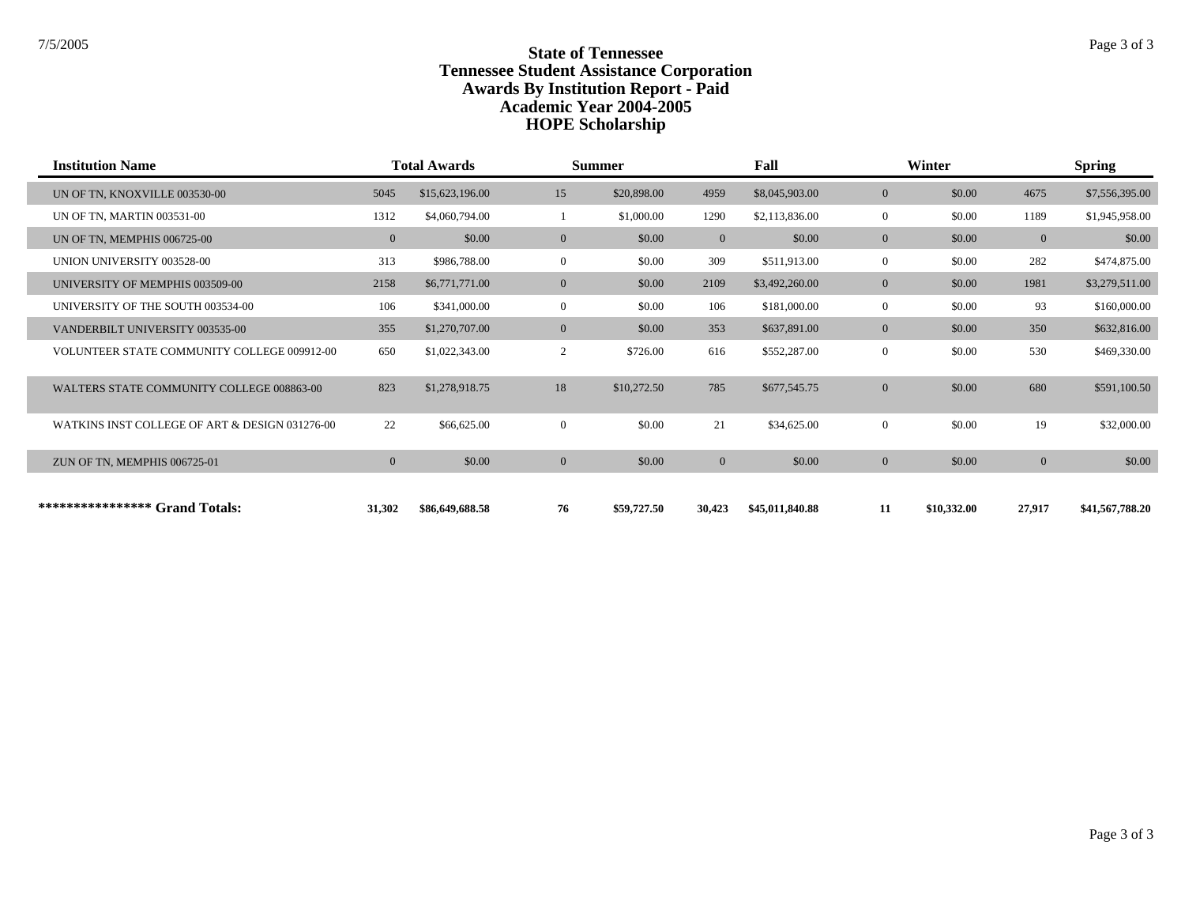**State of Tennessee**
**Tennessee Student Assistance Corporation**
**Awards By Institution Report - Paid**
**Academic Year 2004-2005**
**HOPE Scholarship**

| Institution Name | Total Awards | | Summer | | Fall | | Winter | | Spring | |
|---|---|---|---|---|---|---|---|---|---|---|
| UN OF TN, KNOXVILLE 003530-00 | 5045 | $15,623,196.00 | 15 | $20,898.00 | 4959 | $8,045,903.00 | 0 | $0.00 | 4675 | $7,556,395.00 |
| UN OF TN, MARTIN 003531-00 | 1312 | $4,060,794.00 | 1 | $1,000.00 | 1290 | $2,113,836.00 | 0 | $0.00 | 1189 | $1,945,958.00 |
| UN OF TN, MEMPHIS 006725-00 | 0 | $0.00 | 0 | $0.00 | 0 | $0.00 | 0 | $0.00 | 0 | $0.00 |
| UNION UNIVERSITY 003528-00 | 313 | $986,788.00 | 0 | $0.00 | 309 | $511,913.00 | 0 | $0.00 | 282 | $474,875.00 |
| UNIVERSITY OF MEMPHIS 003509-00 | 2158 | $6,771,771.00 | 0 | $0.00 | 2109 | $3,492,260.00 | 0 | $0.00 | 1981 | $3,279,511.00 |
| UNIVERSITY OF THE SOUTH 003534-00 | 106 | $341,000.00 | 0 | $0.00 | 106 | $181,000.00 | 0 | $0.00 | 93 | $160,000.00 |
| VANDERBILT UNIVERSITY 003535-00 | 355 | $1,270,707.00 | 0 | $0.00 | 353 | $637,891.00 | 0 | $0.00 | 350 | $632,816.00 |
| VOLUNTEER STATE COMMUNITY COLLEGE 009912-00 | 650 | $1,022,343.00 | 2 | $726.00 | 616 | $552,287.00 | 0 | $0.00 | 530 | $469,330.00 |
| WALTERS STATE COMMUNITY COLLEGE 008863-00 | 823 | $1,278,918.75 | 18 | $10,272.50 | 785 | $677,545.75 | 0 | $0.00 | 680 | $591,100.50 |
| WATKINS INST COLLEGE OF ART & DESIGN 031276-00 | 22 | $66,625.00 | 0 | $0.00 | 21 | $34,625.00 | 0 | $0.00 | 19 | $32,000.00 |
| ZUN OF TN, MEMPHIS 006725-01 | 0 | $0.00 | 0 | $0.00 | 0 | $0.00 | 0 | $0.00 | 0 | $0.00 |
| **\*\*\*\*\*\*\*\*\*\*\*\*\*\*\*\* Grand Totals:** | **31,302** | **$86,649,688.58** | **76** | **$59,727.50** | **30,423** | **$45,011,840.88** | **11** | **$10,332.00** | **27,917** | **$41,567,788.20** |